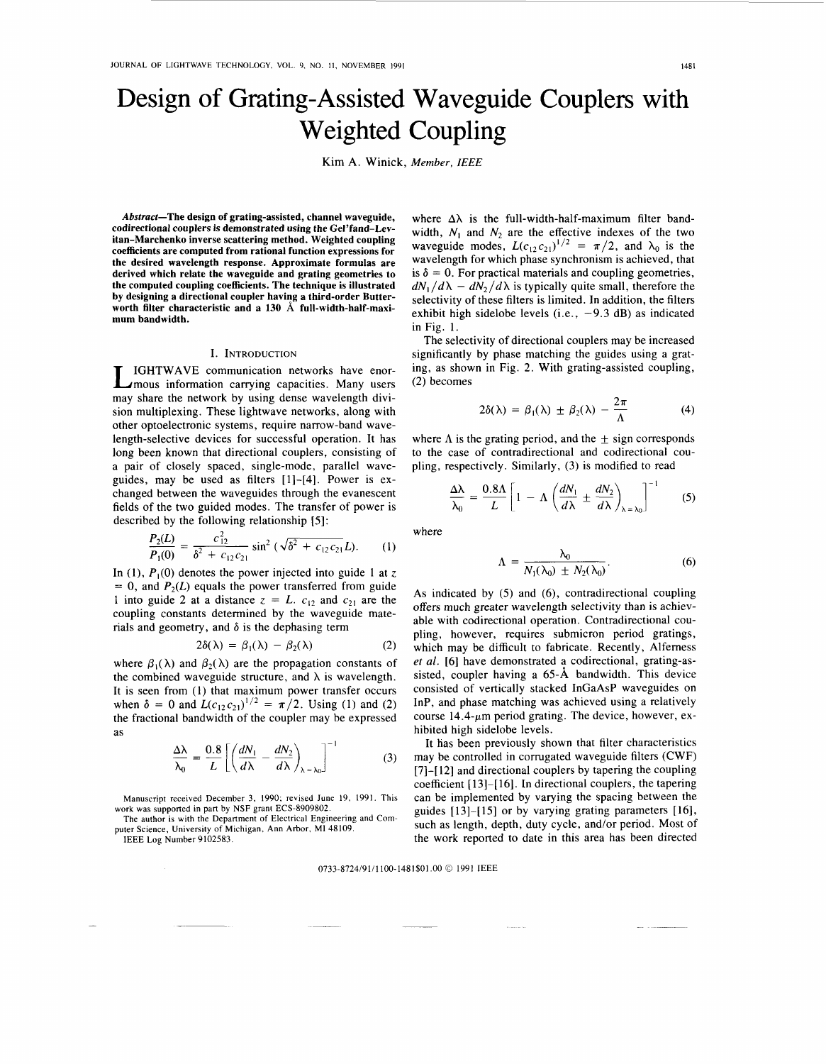# Design of Grating-Assisted Waveguide Couplers with Weighted Coupling

Kim A. Winick, *Member, IEEE*

***Abstract*—The design of grating-assisted, channel waveguide, codirectional couplers is demonstrated using the Gel'fand–Levitan–Marchenko inverse scattering method. Weighted coupling coefficients are computed from rational function expressions for the desired wavelength response. Approximate formulas are derived which relate the waveguide and grating geometries to the computed coupling coefficients. The technique is illustrated by designing a directional coupler having a third-order Butterworth filter characteristic and a 130 Å full-width-half-maximum bandwidth.**

## I. Introduction

Lightwave communication networks have enormous information carrying capacities. Many users may share the network by using dense wavelength division multiplexing. These lightwave networks, along with other optoelectronic systems, require narrow-band wavelength-selective devices for successful operation. It has long been known that directional couplers, consisting of a pair of closely spaced, single-mode, parallel waveguides, may be used as filters [1]–[4]. Power is exchanged between the waveguides through the evanescent fields of the two guided modes. The transfer of power is described by the following relationship [5]:

$$\frac{P_2(L)}{P_1(0)} = \frac{c_{12}^2}{\delta^2 + c_{12}c_{21}} \sin^2\left(\sqrt{\delta^2 + c_{12}c_{21}}\,L\right). \tag{1}$$

In (1), $P_1(0)$ denotes the power injected into guide 1 at $z = 0$, and $P_2(L)$ equals the power transferred from guide 1 into guide 2 at a distance $z = L$. $c_{12}$ and $c_{21}$ are the coupling constants determined by the waveguide materials and geometry, and $\delta$ is the dephasing term

$$2\delta(\lambda) = \beta_1(\lambda) - \beta_2(\lambda) \tag{2}$$

where $\beta_1(\lambda)$ and $\beta_2(\lambda)$ are the propagation constants of the combined waveguide structure, and $\lambda$ is wavelength. It is seen from (1) that maximum power transfer occurs when $\delta = 0$ and $L(c_{12}c_{21})^{1/2} = \pi/2$. Using (1) and (2) the fractional bandwidth of the coupler may be expressed as

$$\frac{\Delta\lambda}{\lambda_0} = \frac{0.8}{L}\left[\left(\frac{dN_1}{d\lambda} - \frac{dN_2}{d\lambda}\right)_{\lambda=\lambda_0}\right]^{-1} \tag{3}$$

where $\Delta\lambda$ is the full-width-half-maximum filter bandwidth, $N_1$ and $N_2$ are the effective indexes of the two waveguide modes, $L(c_{12}c_{21})^{1/2} = \pi/2$, and $\lambda_0$ is the wavelength for which phase synchronism is achieved, that is $\delta = 0$. For practical materials and coupling geometries, $dN_1/d\lambda - dN_2/d\lambda$ is typically quite small, therefore the selectivity of these filters is limited. In addition, the filters exhibit high sidelobe levels (i.e., $-9.3$ dB) as indicated in Fig. 1.

The selectivity of directional couplers may be increased significantly by phase matching the guides using a grating, as shown in Fig. 2. With grating-assisted coupling, (2) becomes

$$2\delta(\lambda) = \beta_1(\lambda) \pm \beta_2(\lambda) - \frac{2\pi}{\Lambda} \tag{4}$$

where $\Lambda$ is the grating period, and the $\pm$ sign corresponds to the case of contradirectional and codirectional coupling, respectively. Similarly, (3) is modified to read

$$\frac{\Delta\lambda}{\lambda_0} = \frac{0.8\Lambda}{L}\left[1 - \Lambda\left(\frac{dN_1}{d\lambda} \pm \frac{dN_2}{d\lambda}\right)_{\lambda=\lambda_0}\right]^{-1} \tag{5}$$

where

$$\Lambda = \frac{\lambda_0}{N_1(\lambda_0) \pm N_2(\lambda_0)}. \tag{6}$$

As indicated by (5) and (6), contradirectional coupling offers much greater wavelength selectivity than is achievable with codirectional operation. Contradirectional coupling, however, requires submicron period gratings, which may be difficult to fabricate. Recently, Alferness *et al.* [6] have demonstrated a codirectional, grating-assisted, coupler having a 65-Å bandwidth. This device consisted of vertically stacked InGaAsP waveguides on InP, and phase matching was achieved using a relatively course 14.4-μm period grating. The device, however, exhibited high sidelobe levels.

It has been previously shown that filter characteristics may be controlled in corrugated waveguide filters (CWF) [7]–[12] and directional couplers by tapering the coupling coefficient [13]–[16]. In directional couplers, the tapering can be implemented by varying the spacing between the guides [13]–[15] or by varying grating parameters [16], such as length, depth, duty cycle, and/or period. Most of the work reported to date in this area has been directed

Manuscript received December 3, 1990; revised June 19, 1991. This work was supported in part by NSF grant ECS-8909802.

The author is with the Department of Electrical Engineering and Computer Science, University of Michigan, Ann Arbor, MI 48109.

IEEE Log Number 9102583.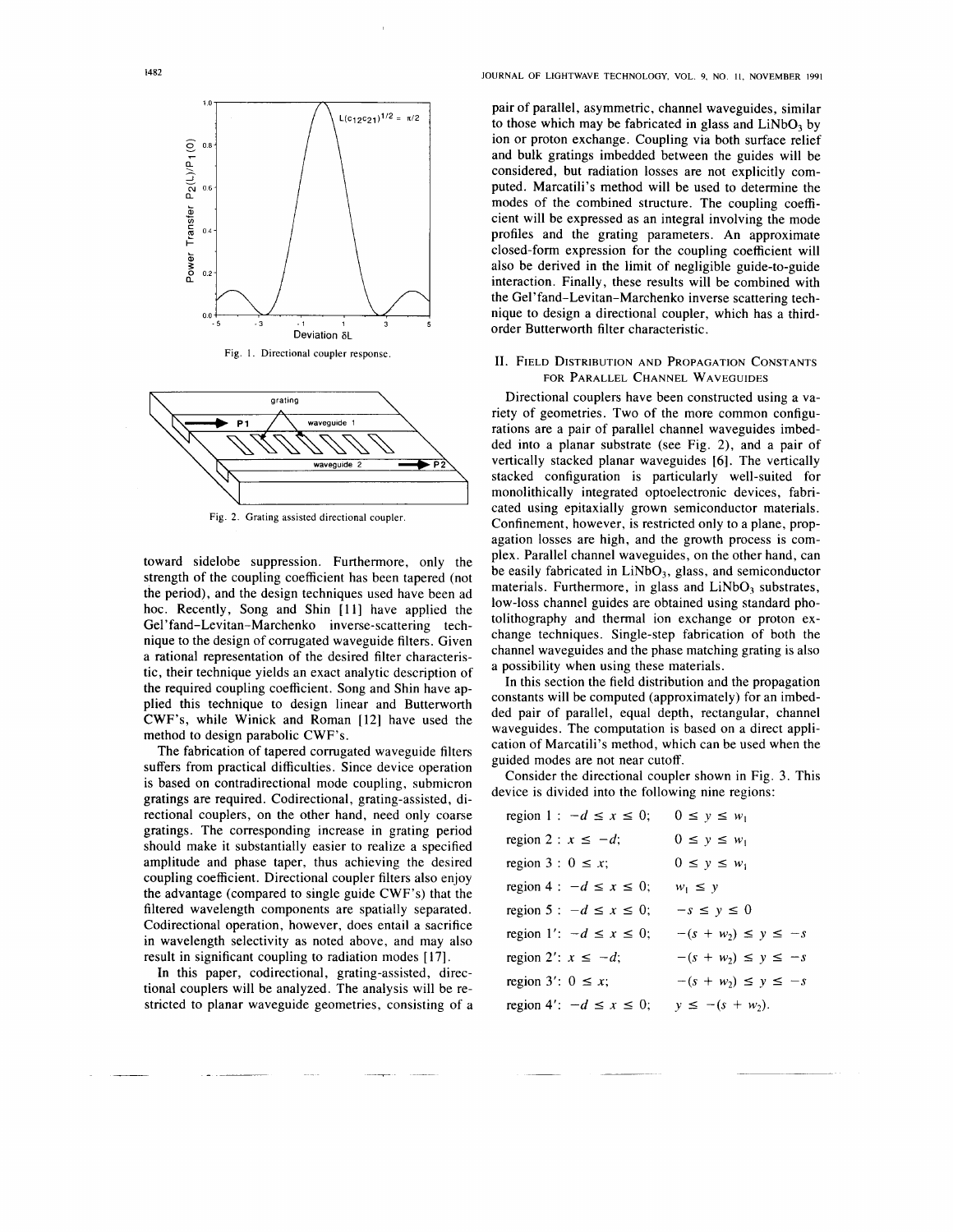1.0

$L(c_{12}c_{21})^{1/2} = \pi/2$

0.8

0.6

0.4

0.2

0.0

Power Transfer $P_2(L)/P_1(0)$

-5 -3 -1 1 3 5

Deviation $\delta L$

Fig. 1. Directional coupler response.

grating

P1

waveguide 1

waveguide 2

P2

Fig. 2. Grating assisted directional coupler.

toward sidelobe suppression. Furthermore, only the strength of the coupling coefficient has been tapered (not the period), and the design techniques used have been ad hoc. Recently, Song and Shin [11] have applied the Gel'fand–Levitan–Marchenko inverse-scattering technique to the design of corrugated waveguide filters. Given a rational representation of the desired filter characteristic, their technique yields an exact analytic description of the required coupling coefficient. Song and Shin have applied this technique to design linear and Butterworth CWF's, while Winick and Roman [12] have used the method to design parabolic CWF's.

The fabrication of tapered corrugated waveguide filters suffers from practical difficulties. Since device operation is based on contradirectional mode coupling, submicron gratings are required. Codirectional, grating-assisted, directional couplers, on the other hand, need only coarse gratings. The corresponding increase in grating period should make it substantially easier to realize a specified amplitude and phase taper, thus achieving the desired coupling coefficient. Directional coupler filters also enjoy the advantage (compared to single guide CWF's) that the filtered wavelength components are spatially separated. Codirectional operation, however, does entail a sacrifice in wavelength selectivity as noted above, and may also result in significant coupling to radiation modes [17].

In this paper, codirectional, grating-assisted, directional couplers will be analyzed. The analysis will be restricted to planar waveguide geometries, consisting of a pair of parallel, asymmetric, channel waveguides, similar to those which may be fabricated in glass and $LiNbO_3$ by ion or proton exchange. Coupling via both surface relief and bulk gratings imbedded between the guides will be considered, but radiation losses are not explicitly computed. Marcatili's method will be used to determine the modes of the combined structure. The coupling coefficient will be expressed as an integral involving the mode profiles and the grating parameters. An approximate closed-form expression for the coupling coefficient will also be derived in the limit of negligible guide-to-guide interaction. Finally, these results will be combined with the Gel'fand–Levitan–Marchenko inverse scattering technique to design a directional coupler, which has a third-order Butterworth filter characteristic.

## II. Field Distribution and Propagation Constants for Parallel Channel Waveguides

Directional couplers have been constructed using a variety of geometries. Two of the more common configurations are a pair of parallel channel waveguides imbedded into a planar substrate (see Fig. 2), and a pair of vertically stacked planar waveguides [6]. The vertically stacked configuration is particularly well-suited for monolithically integrated optoelectronic devices, fabricated using epitaxially grown semiconductor materials. Confinement, however, is restricted only to a plane, propagation losses are high, and the growth process is complex. Parallel channel waveguides, on the other hand, can be easily fabricated in $LiNbO_3$, glass, and semiconductor materials. Furthermore, in glass and $LiNbO_3$ substrates, low-loss channel guides are obtained using standard photolithography and thermal ion exchange or proton exchange techniques. Single-step fabrication of both the channel waveguides and the phase matching grating is also a possibility when using these materials.

In this section the field distribution and the propagation constants will be computed (approximately) for an imbedded pair of parallel, equal depth, rectangular, channel waveguides. The computation is based on a direct application of Marcatili's method, which can be used when the guided modes are not near cutoff.

Consider the directional coupler shown in Fig. 3. This device is divided into the following nine regions:

| | | |
|---|---|---|
| region 1 : | $-d \le x \le 0;$ | $0 \le y \le w_1$ |
| region 2 : | $x \le -d;$ | $0 \le y \le w_1$ |
| region 3 : | $0 \le x;$ | $0 \le y \le w_1$ |
| region 4 : | $-d \le x \le 0;$ | $w_1 \le y$ |
| region 5 : | $-d \le x \le 0;$ | $-s \le y \le 0$ |
| region 1′: | $-d \le x \le 0;$ | $-(s + w_2) \le y \le -s$ |
| region 2′: | $x \le -d;$ | $-(s + w_2) \le y \le -s$ |
| region 3′: | $0 \le x;$ | $-(s + w_2) \le y \le -s$ |
| region 4′: | $-d \le x \le 0;$ | $y \le -(s + w_2).$ |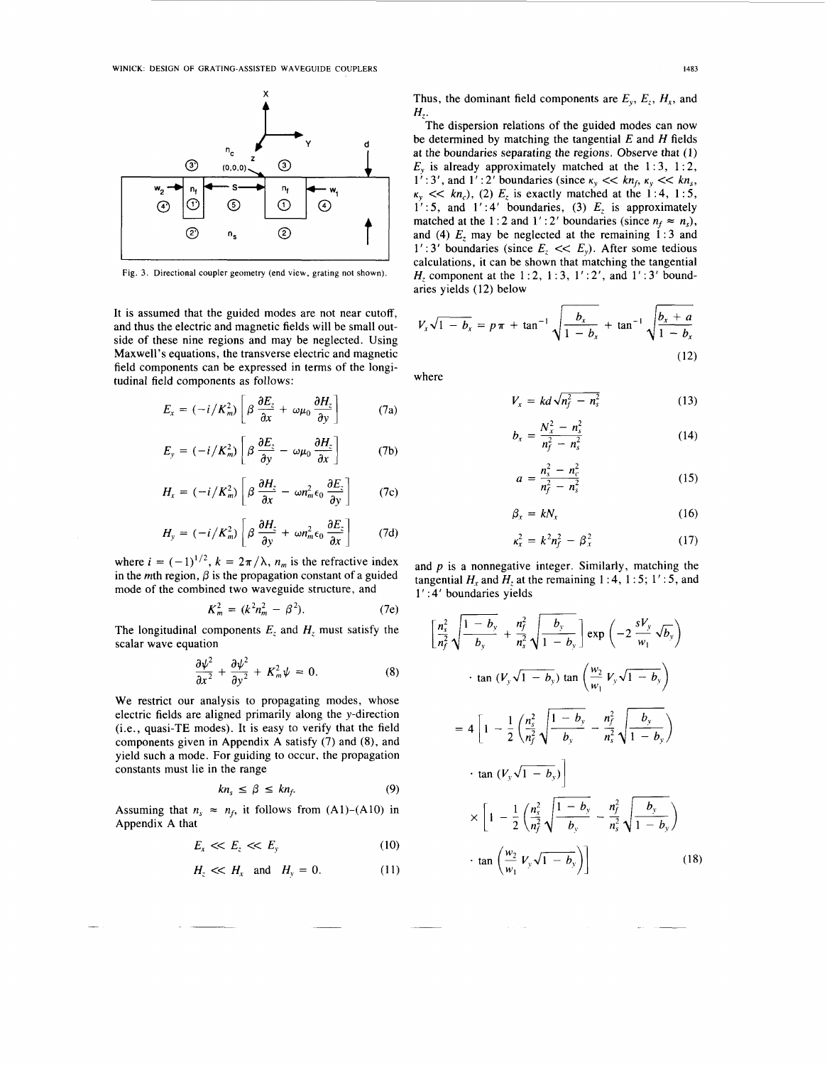Fig. 3. Directional coupler geometry (end view, grating not shown).

It is assumed that the guided modes are not near cutoff, and thus the electric and magnetic fields will be small outside of these nine regions and may be neglected. Using Maxwell's equations, the transverse electric and magnetic field components can be expressed in terms of the longitudinal field components as follows:

$$E_x = (-i/K_m^2)\left[\beta \frac{\partial E_z}{\partial x} + \omega\mu_0 \frac{\partial H_z}{\partial y}\right] \tag{7a}$$

$$E_y = (-i/K_m^2)\left[\beta \frac{\partial E_z}{\partial y} - \omega\mu_0 \frac{\partial H_z}{\partial x}\right] \tag{7b}$$

$$H_x = (-i/K_m^2)\left[\beta \frac{\partial H_z}{\partial x} - \omega n_m^2 \epsilon_0 \frac{\partial E_z}{\partial y}\right] \tag{7c}$$

$$H_y = (-i/K_m^2)\left[\beta \frac{\partial H_z}{\partial y} + \omega n_m^2 \epsilon_0 \frac{\partial E_z}{\partial x}\right] \tag{7d}$$

where $i = (-1)^{1/2}$, $k = 2\pi/\lambda$, $n_m$ is the refractive index in the $m$th region, $\beta$ is the propagation constant of a guided mode of the combined two waveguide structure, and

$$K_m^2 = (k^2 n_m^2 - \beta^2). \tag{7e}$$

The longitudinal components $E_z$ and $H_z$ must satisfy the scalar wave equation

$$\frac{\partial \psi^2}{\partial x^2} + \frac{\partial \psi^2}{\partial y^2} + K_m^2 \psi = 0. \tag{8}$$

We restrict our analysis to propagating modes, whose electric fields are aligned primarily along the y-direction (i.e., quasi-TE modes). It is easy to verify that the field components given in Appendix A satisfy (7) and (8), and yield such a mode. For guiding to occur, the propagation constants must lie in the range

$$kn_s \le \beta \le kn_f. \tag{9}$$

Assuming that $n_s \approx n_f$, it follows from (A1)–(A10) in Appendix A that

$$E_x \ll E_z \ll E_y \tag{10}$$

$$H_z \ll H_x \quad \text{and} \quad H_y = 0. \tag{11}$$

Thus, the dominant field components are $E_y$, $E_z$, $H_x$, and $H_z$.

The dispersion relations of the guided modes can now be determined by matching the tangential $E$ and $H$ fields at the boundaries separating the regions. Observe that (1) $E_y$ is already approximately matched at the 1:3, 1:2, 1':3', and 1':2' boundaries (since $\kappa_y \ll kn_f$, $\kappa_y \ll kn_s$, $\kappa_y \ll kn_c$), (2) $E_z$ is exactly matched at the 1:4, 1:5, 1':5, and 1':4' boundaries, (3) $E_z$ is approximately matched at the 1:2 and 1':2' boundaries (since $n_f \approx n_s$), and (4) $E_z$ may be neglected at the remaining 1:3 and 1':3' boundaries (since $E_z \ll E_y$). After some tedious calculations, it can be shown that matching the tangential $H_z$ component at the 1:2, 1:3, 1':2', and 1':3' boundaries yields (12) below

$$V_x\sqrt{1 - b_x} = p\pi + \tan^{-1}\sqrt{\frac{b_x}{1 - b_x}} + \tan^{-1}\sqrt{\frac{b_x + a}{1 - b_x}} \tag{12}$$

where

$$V_x = kd\sqrt{n_f^2 - n_s^2} \tag{13}$$

$$b_x = \frac{N_x^2 - n_s^2}{n_f^2 - n_s^2} \tag{14}$$

$$a = \frac{n_s^2 - n_c^2}{n_f^2 - n_s^2} \tag{15}$$

$$\beta_x = kN_x \tag{16}$$

$$\kappa_x^2 = k^2 n_f^2 - \beta_x^2 \tag{17}$$

and $p$ is a nonnegative integer. Similarly, matching the tangential $H_x$ and $H_z$ at the remaining 1:4, 1:5; 1':5, and 1':4' boundaries yields

$$\begin{aligned}
&\left[\frac{n_s^2}{n_f^2}\sqrt{\frac{1 - b_y}{b_y}} + \frac{n_f^2}{n_s^2}\sqrt{\frac{b_y}{1 - b_y}}\right]\exp\left(-2\frac{sV_y}{w_1}\sqrt{b_y}\right) \\
&\cdot \tan\left(V_y\sqrt{1 - b_y}\right)\tan\left(\frac{w_2}{w_1}V_y\sqrt{1 - b_y}\right) \\
&= 4\left[1 - \frac{1}{2}\left(\frac{n_s^2}{n_f^2}\sqrt{\frac{1 - b_y}{b_y}} - \frac{n_f^2}{n_s^2}\sqrt{\frac{b_y}{1 - b_y}}\right)\right. \\
&\left.\cdot \tan\left(V_y\sqrt{1 - b_y}\right)\right] \\
&\times\left[1 - \frac{1}{2}\left(\frac{n_s^2}{n_f^2}\sqrt{\frac{1 - b_y}{b_y}} - \frac{n_f^2}{n_s^2}\sqrt{\frac{b_y}{1 - b_y}}\right)\right. \\
&\left.\cdot \tan\left(\frac{w_2}{w_1}V_y\sqrt{1 - b_y}\right)\right]
\end{aligned} \tag{18}$$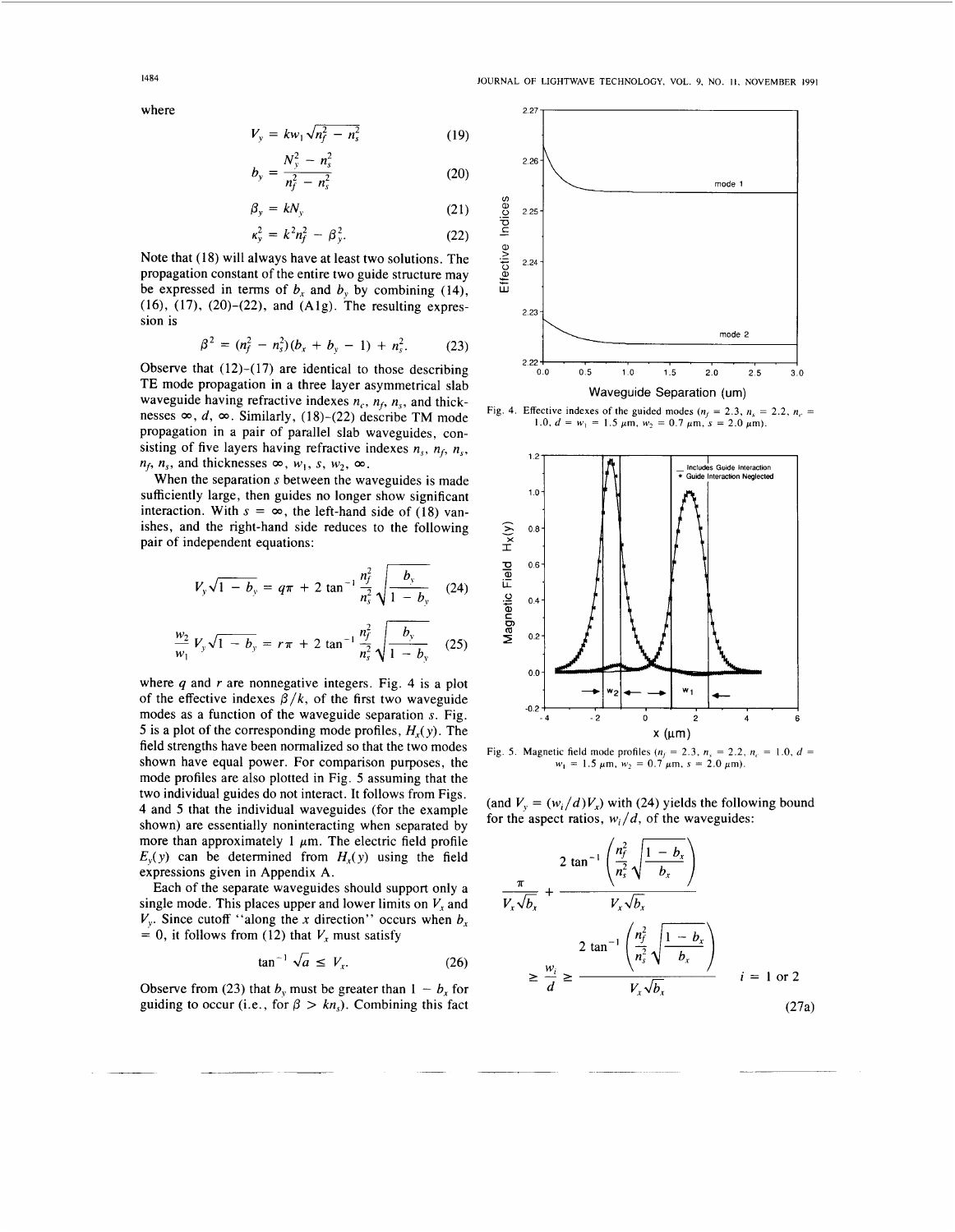where

$$V_y = kw_1\sqrt{n_f^2 - n_s^2} \tag{19}$$

$$b_y = \frac{N_y^2 - n_s^2}{n_f^2 - n_s^2} \tag{20}$$

$$\beta_y = kN_y \tag{21}$$

$$\kappa_y^2 = k^2 n_f^2 - \beta_y^2. \tag{22}$$

Note that (18) will always have at least two solutions. The propagation constant of the entire two guide structure may be expressed in terms of $b_x$ and $b_y$ by combining (14), (16), (17), (20)–(22), and (A1g). The resulting expression is

$$\beta^2 = (n_f^2 - n_s^2)(b_x + b_y - 1) + n_s^2. \tag{23}$$

Observe that (12)–(17) are identical to those describing TE mode propagation in a three layer asymmetrical slab waveguide having refractive indexes $n_c$, $n_f$, $n_s$, and thicknesses $\infty$, $d$, $\infty$. Similarly, (18)–(22) describe TM mode propagation in a pair of parallel slab waveguides, consisting of five layers having refractive indexes $n_s$, $n_f$, $n_s$, $n_f$, $n_s$, and thicknesses $\infty$, $w_1$, $s$, $w_2$, $\infty$.

When the separation $s$ between the waveguides is made sufficiently large, then guides no longer show significant interaction. With $s = \infty$, the left-hand side of (18) vanishes, and the right-hand side reduces to the following pair of independent equations:

$$V_y\sqrt{1 - b_y} = q\pi + 2\tan^{-1}\frac{n_f^2}{n_s^2}\sqrt{\frac{b_y}{1 - b_y}} \tag{24}$$

$$\frac{w_2}{w_1}V_y\sqrt{1 - b_y} = r\pi + 2\tan^{-1}\frac{n_f^2}{n_s^2}\sqrt{\frac{b_y}{1 - b_y}} \tag{25}$$

where $q$ and $r$ are nonnegative integers. Fig. 4 is a plot of the effective indexes $\beta/k$, of the first two waveguide modes as a function of the waveguide separation $s$. Fig. 5 is a plot of the corresponding mode profiles, $H_x(y)$. The field strengths have been normalized so that the two modes shown have equal power. For comparison purposes, the mode profiles are also plotted in Fig. 5 assuming that the two individual guides do not interact. It follows from Figs. 4 and 5 that the individual waveguides (for the example shown) are essentially noninteracting when separated by more than approximately 1 μm. The electric field profile $E_y(y)$ can be determined from $H_x(y)$ using the field expressions given in Appendix A.

Each of the separate waveguides should support only a single mode. This places upper and lower limits on $V_x$ and $V_y$. Since cutoff "along the $x$ direction" occurs when $b_x = 0$, it follows from (12) that $V_x$ must satisfy

$$\tan^{-1}\sqrt{a} \leq V_x. \tag{26}$$

Observe from (23) that $b_y$ must be greater than $1 - b_x$ for guiding to occur (i.e., for $\beta > kn_s$). Combining this fact

Fig. 4. Effective indexes of the guided modes ($n_f = 2.3$, $n_s = 2.2$, $n_c = 1.0$, $d = w_1 = 1.5$ μm, $w_2 = 0.7$ μm, $s = 2.0$ μm).

Fig. 5. Magnetic field mode profiles ($n_f = 2.3$, $n_s = 2.2$, $n_c = 1.0$, $d = w_1 = 1.5$ μm, $w_2 = 0.7$ μm, $s = 2.0$ μm).

(and $V_y = (w_i/d)V_x$) with (24) yields the following bound for the aspect ratios, $w_i/d$, of the waveguides:

$$\frac{\pi}{V_x\sqrt{b_x}} + \frac{2\tan^{-1}\left(\dfrac{n_f^2}{n_s^2}\sqrt{\dfrac{1 - b_x}{b_x}}\right)}{V_x\sqrt{b_x}} \geq \frac{w_i}{d} \geq \frac{2\tan^{-1}\left(\dfrac{n_f^2}{n_s^2}\sqrt{\dfrac{1 - b_x}{b_x}}\right)}{V_x\sqrt{b_x}} \qquad i = 1 \text{ or } 2 \tag{27a}$$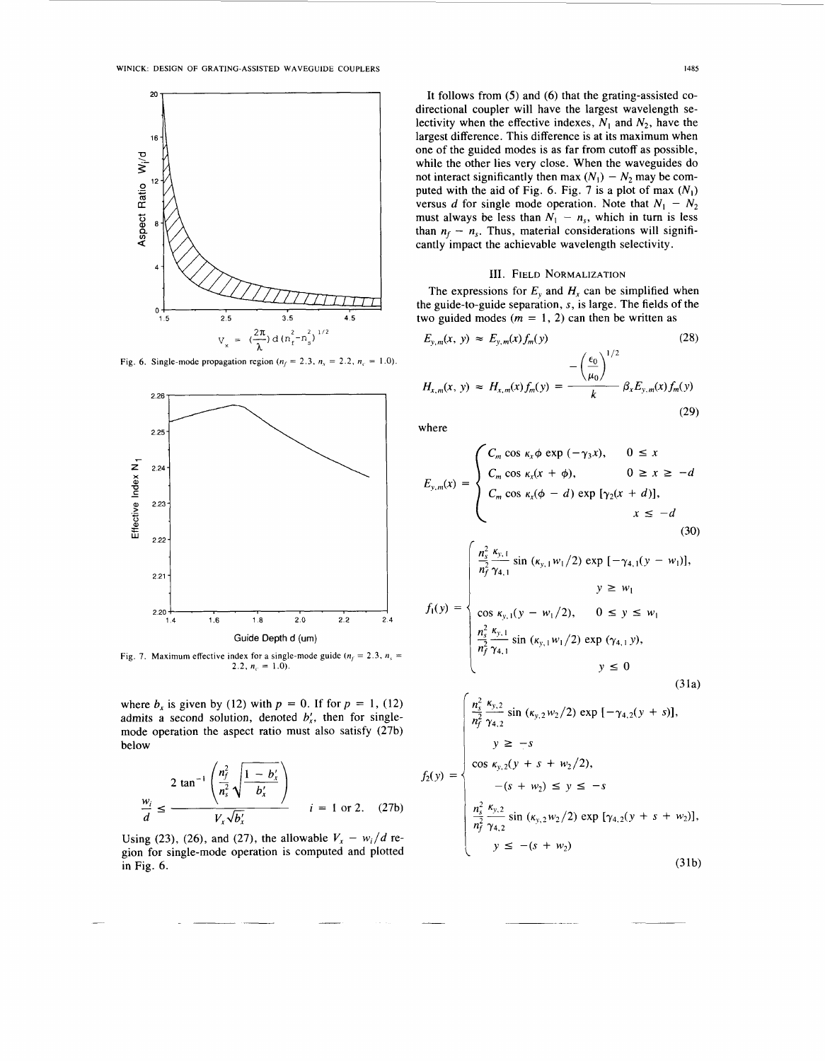Fig. 6. Single-mode propagation region ($n_f = 2.3$, $n_s = 2.2$, $n_c = 1.0$).

Fig. 7. Maximum effective index for a single-mode guide ($n_f = 2.3$, $n_s = 2.2$, $n_c = 1.0$).

where $b_x$ is given by (12) with $p = 0$. If for $p = 1$, (12) admits a second solution, denoted $b_x'$, then for single-mode operation the aspect ratio must also satisfy (27b) below

$$\frac{w_i}{d} \leq \frac{2 \tan^{-1}\left(\frac{n_f^2}{n_s^2}\sqrt{\frac{1-b_x'}{b_x'}}\right)}{V_x\sqrt{b_x'}} \qquad i = 1 \text{ or } 2. \quad (27b)$$

Using (23), (26), and (27), the allowable $V_x - w_i/d$ region for single-mode operation is computed and plotted in Fig. 6.

It follows from (5) and (6) that the grating-assisted codirectional coupler will have the largest wavelength selectivity when the effective indexes, $N_1$ and $N_2$, have the largest difference. This difference is at its maximum when one of the guided modes is as far from cutoff as possible, while the other lies very close. When the waveguides do not interact significantly then max $(N_1) - N_2$ may be computed with the aid of Fig. 6. Fig. 7 is a plot of max $(N_1)$ versus $d$ for single mode operation. Note that $N_1 - N_2$ must always be less than $N_1 - n_s$, which in turn is less than $n_f - n_s$. Thus, material considerations will significantly impact the achievable wavelength selectivity.

## III. Field Normalization

The expressions for $E_y$ and $H_x$ can be simplified when the guide-to-guide separation, $s$, is large. The fields of the two guided modes ($m = 1, 2$) can then be written as

$$E_{y,m}(x, y) \approx E_{y,m}(x)f_m(y) \quad (28)$$

$$H_{x,m}(x, y) \approx H_{x,m}(x)f_m(y) = \frac{-\left(\frac{\epsilon_0}{\mu_0}\right)^{1/2}}{k}\beta_x E_{y,m}(x)f_m(y) \quad (29)$$

where

$$E_{y,m}(x) = \begin{cases} C_m \cos \kappa_x\phi \exp(-\gamma_3 x), & 0 \leq x \\ C_m \cos \kappa_x(x + \phi), & 0 \geq x \geq -d \\ C_m \cos \kappa_x(\phi - d) \exp[\gamma_2(x + d)], & x \leq -d \end{cases} \quad (30)$$

$$f_1(y) = \begin{cases} \frac{n_s^2}{n_f^2}\frac{\kappa_{y,1}}{\gamma_{4,1}} \sin(\kappa_{y,1}w_1/2) \exp[-\gamma_{4,1}(y - w_1)], & y \geq w_1 \\ \cos \kappa_{y,1}(y - w_1/2), & 0 \leq y \leq w_1 \\ \frac{n_s^2}{n_f^2}\frac{\kappa_{y,1}}{\gamma_{4,1}} \sin(\kappa_{y,1}w_1/2) \exp(\gamma_{4,1}y), & y \leq 0 \end{cases} \quad (31a)$$

$$f_2(y) = \begin{cases} \frac{n_s^2}{n_f^2}\frac{\kappa_{y,2}}{\gamma_{4,2}} \sin(\kappa_{y,2}w_2/2) \exp[-\gamma_{4,2}(y + s)], & y \geq -s \\ \cos \kappa_{y,2}(y + s + w_2/2), & -(s + w_2) \leq y \leq -s \\ \frac{n_s^2}{n_f^2}\frac{\kappa_{y,2}}{\gamma_{4,2}} \sin(\kappa_{y,2}w_2/2) \exp[\gamma_{4,2}(y + s + w_2)], & y \leq -(s + w_2) \end{cases} \quad (31b)$$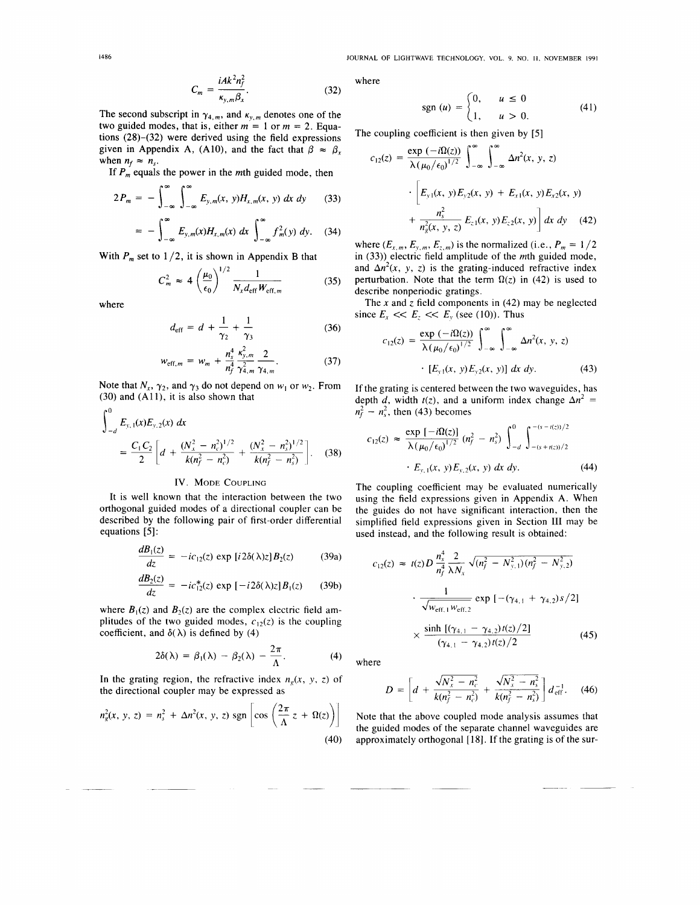$$C_m = \frac{iAk^2 n_f^2}{\kappa_{y,m}\beta_x}. \tag{32}$$

The second subscript in $\gamma_{4,m}$, and $\kappa_{y,m}$ denotes one of the two guided modes, that is, either $m = 1$ or $m = 2$. Equations (28)–(32) were derived using the field expressions given in Appendix A, (A10), and the fact that $\beta \approx \beta_x$ when $n_f \approx n_s$.

If $P_m$ equals the power in the $m$th guided mode, then

$$2P_m = -\int_{-\infty}^{\infty}\int_{-\infty}^{\infty} E_{y,m}(x, y) H_{x,m}(x, y)\, dx\, dy \tag{33}$$

$$= -\int_{-\infty}^{\infty} E_{y,m}(x) H_{x,m}(x)\, dx \int_{-\infty}^{\infty} f_m^2(y)\, dy. \tag{34}$$

With $P_m$ set to $1/2$, it is shown in Appendix B that

$$C_m^2 \approx 4\left(\frac{\mu_0}{\epsilon_0}\right)^{1/2} \frac{1}{N_x d_{\text{eff}} W_{\text{eff},m}} \tag{35}$$

where

$$d_{\text{eff}} = d + \frac{1}{\gamma_2} + \frac{1}{\gamma_3} \tag{36}$$

$$w_{\text{eff},m} = w_m + \frac{n_s^4}{n_f^4}\frac{\kappa_{y,m}^2}{\gamma_{4,m}^2}\frac{2}{\gamma_{4,m}}. \tag{37}$$

Note that $N_x$, $\gamma_2$, and $\gamma_3$ do not depend on $w_1$ or $w_2$. From (30) and (A11), it is also shown that

$$\int_{-d}^{0} E_{y,1}(x) E_{y,2}(x)\, dx = \frac{C_1 C_2}{2}\left[d + \frac{(N_x^2 - n_c^2)^{1/2}}{k(n_f^2 - n_c^2)} + \frac{(N_x^2 - n_s^2)^{1/2}}{k(n_f^2 - n_s^2)}\right]. \tag{38}$$

## IV. Mode Coupling

It is well known that the interaction between the two orthogonal guided modes of a directional coupler can be described by the following pair of first-order differential equations [5]:

$$\frac{dB_1(z)}{dz} = -ic_{12}(z)\exp\left[i2\delta(\lambda)z\right]B_2(z) \tag{39a}$$

$$\frac{dB_2(z)}{dz} = -ic_{12}^*(z)\exp\left[-i2\delta(\lambda)z\right]B_1(z) \tag{39b}$$

where $B_1(z)$ and $B_2(z)$ are the complex electric field amplitudes of the two guided modes, $c_{12}(z)$ is the coupling coefficient, and $\delta(\lambda)$ is defined by (4)

$$2\delta(\lambda) = \beta_1(\lambda) - \beta_2(\lambda) - \frac{2\pi}{\Lambda}. \tag{4}$$

In the grating region, the refractive index $n_g(x, y, z)$ of the directional coupler may be expressed as

$$n_g^2(x, y, z) = n_s^2 + \Delta n^2(x, y, z)\,\text{sgn}\left[\cos\left(\frac{2\pi}{\Lambda}z + \Omega(z)\right)\right] \tag{40}$$

where

$$\text{sgn}(u) = \begin{cases} 0, & u \le 0 \\ 1, & u > 0. \end{cases} \tag{41}$$

The coupling coefficient is then given by [5]

$$c_{12}(z) = \frac{\exp(-i\Omega(z))}{\lambda(\mu_0/\epsilon_0)^{1/2}}\int_{-\infty}^{\infty}\int_{-\infty}^{\infty}\Delta n^2(x, y, z) \cdot \left[E_{y1}(x, y)E_{y2}(x, y) + E_{x1}(x, y)E_{x2}(x, y) + \frac{n_s^2}{n_g^2(x, y, z)}E_{z1}(x, y)E_{z2}(x, y)\right] dx\, dy \tag{42}$$

where $(E_{x,m}, E_{y,m}, E_{z,m})$ is the normalized (i.e., $P_m = 1/2$ in (33)) electric field amplitude of the $m$th guided mode, and $\Delta n^2(x, y, z)$ is the grating-induced refractive index perturbation. Note that the term $\Omega(z)$ in (42) is used to describe nonperiodic gratings.

The $x$ and $z$ field components in (42) may be neglected since $E_x \ll E_z \ll E_y$ (see (10)). Thus

$$c_{12}(z) = \frac{\exp(-i\Omega(z))}{\lambda(\mu_0/\epsilon_0)^{1/2}}\int_{-\infty}^{\infty}\int_{-\infty}^{\infty}\Delta n^2(x, y, z) \cdot \left[E_{y1}(x, y)E_{y2}(x, y)\right] dx\, dy. \tag{43}$$

If the grating is centered between the two waveguides, has depth $d$, width $t(z)$, and a uniform index change $\Delta n^2 = n_f^2 - n_s^2$, then (43) becomes

$$c_{12}(z) \approx \frac{\exp\left[-i\Omega(z)\right]}{\lambda(\mu_0/\epsilon_0)^{1/2}}(n_f^2 - n_s^2)\int_{-d}^{0}\int_{-(s+t(z))/2}^{-(s-t(z))/2} \cdot E_{y,1}(x, y)E_{y,2}(x, y)\, dx\, dy. \tag{44}$$

The coupling coefficient may be evaluated numerically using the field expressions given in Appendix A. When the guides do not have significant interaction, then the simplified field expressions given in Section III may be used instead, and the following result is obtained:

$$c_{12}(z) \approx t(z)D\frac{n_s^4}{n_f^4}\frac{2}{\lambda N_x}\sqrt{(n_f^2 - N_{y,1}^2)(n_f^2 - N_{y,2}^2)} \cdot \frac{1}{\sqrt{w_{\text{eff},1}w_{\text{eff},2}}}\exp\left[-(\gamma_{4,1} + \gamma_{4,2})s/2\right] \times \frac{\sinh\left[(\gamma_{4,1} - \gamma_{4,2})t(z)/2\right]}{(\gamma_{4,1} - \gamma_{4,2})t(z)/2} \tag{45}$$

where

$$D = \left[d + \frac{\sqrt{N_x^2 - n_c^2}}{k(n_f^2 - n_c^2)} + \frac{\sqrt{N_x^2 - n_s^2}}{k(n_f^2 - n_s^2)}\right]d_{\text{eff}}^{-1}. \tag{46}$$

Note that the above coupled mode analysis assumes that the guided modes of the separate channel waveguides are approximately orthogonal [18]. If the grating is of the sur-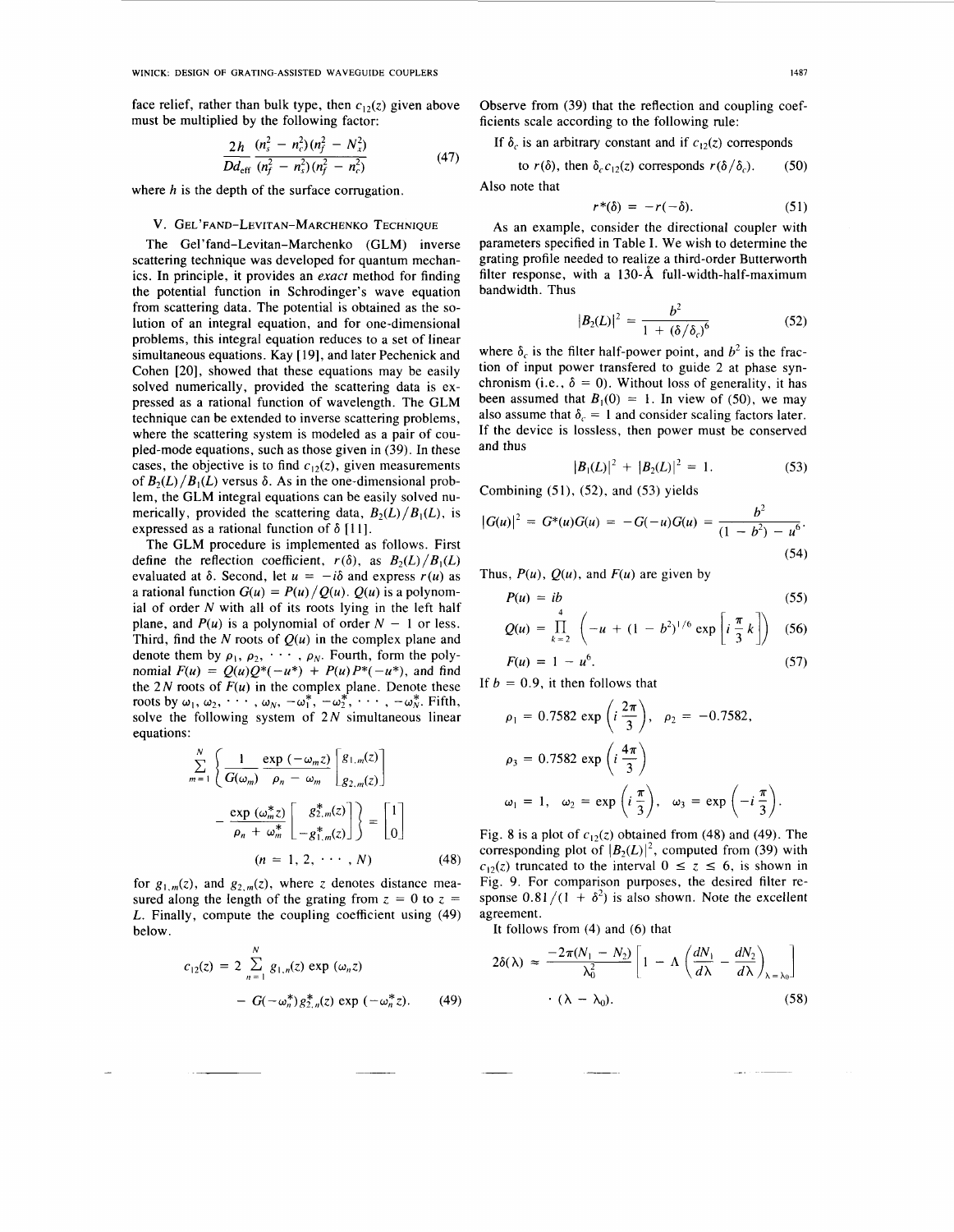face relief, rather than bulk type, then $c_{12}(z)$ given above must be multiplied by the following factor:

$$\frac{2h}{Dd_{\text{eff}}} \frac{(n_s^2 - n_c^2)(n_f^2 - N_x^2)}{(n_f^2 - n_s^2)(n_f^2 - n_c^2)} \tag{47}$$

where $h$ is the depth of the surface corrugation.

## V. Gel'fand–Levitan–Marchenko Technique

The Gel'fand–Levitan–Marchenko (GLM) inverse scattering technique was developed for quantum mechanics. In principle, it provides an *exact* method for finding the potential function in Schrodinger's wave equation from scattering data. The potential is obtained as the solution of an integral equation, and for one-dimensional problems, this integral equation reduces to a set of linear simultaneous equations. Kay [19], and later Pechenick and Cohen [20], showed that these equations may be easily solved numerically, provided the scattering data is expressed as a rational function of wavelength. The GLM technique can be extended to inverse scattering problems, where the scattering system is modeled as a pair of coupled-mode equations, such as those given in (39). In these cases, the objective is to find $c_{12}(z)$, given measurements of $B_2(L)/B_1(L)$ versus $\delta$. As in the one-dimensional problem, the GLM integral equations can be easily solved numerically, provided the scattering data, $B_2(L)/B_1(L)$, is expressed as a rational function of $\delta$ [11].

The GLM procedure is implemented as follows. First define the reflection coefficient, $r(\delta)$, as $B_2(L)/B_1(L)$ evaluated at $\delta$. Second, let $u = -i\delta$ and express $r(u)$ as a rational function $G(u) = P(u)/Q(u)$. $Q(u)$ is a polynomial of order $N$ with all of its roots lying in the left half plane, and $P(u)$ is a polynomial of order $N - 1$ or less. Third, find the $N$ roots of $Q(u)$ in the complex plane and denote them by $\rho_1, \rho_2, \cdots, \rho_N$. Fourth, form the polynomial $F(u) = Q(u)Q^*(-u^*) + P(u)P^*(-u^*)$, and find the $2N$ roots of $F(u)$ in the complex plane. Denote these roots by $\omega_1, \omega_2, \cdots, \omega_N, -\omega_1^*, -\omega_2^*, \cdots, -\omega_N^*$. Fifth, solve the following system of $2N$ simultaneous linear equations:

$$\sum_{m=1}^{N} \left\{ \frac{1}{G(\omega_m)} \frac{\exp(-\omega_m z)}{\rho_n - \omega_m} \begin{bmatrix} g_{1,m}(z) \\ g_{2,m}(z) \end{bmatrix} - \frac{\exp(\omega_m^* z)}{\rho_n + \omega_m^*} \begin{bmatrix} g_{2,m}^*(z) \\ -g_{1,m}^*(z) \end{bmatrix} \right\} = \begin{bmatrix} 1 \\ 0 \end{bmatrix}$$
$$(n = 1, 2, \cdots, N) \tag{48}$$

for $g_{1,m}(z)$, and $g_{2,m}(z)$, where $z$ denotes distance measured along the length of the grating from $z = 0$ to $z = L$. Finally, compute the coupling coefficient using (49) below.

$$c_{12}(z) = 2 \sum_{n=1}^{N} g_{1,n}(z) \exp(\omega_n z) - G(-\omega_n^*) g_{2,n}^*(z) \exp(-\omega_n^* z). \tag{49}$$

Observe from (39) that the reflection and coupling coefficients scale according to the following rule:

If $\delta_c$ is an arbitrary constant and if $c_{12}(z)$ corresponds to $r(\delta)$, then $\delta_c c_{12}(z)$ corresponds $r(\delta/\delta_c)$. (50)

Also note that

$$r^*(\delta) = -r(-\delta). \tag{51}$$

As an example, consider the directional coupler with parameters specified in Table I. We wish to determine the grating profile needed to realize a third-order Butterworth filter response, with a 130-Å full-width-half-maximum bandwidth. Thus

$$|B_2(L)|^2 = \frac{b^2}{1 + (\delta/\delta_c)^6} \tag{52}$$

where $\delta_c$ is the filter half-power point, and $b^2$ is the fraction of input power transfered to guide 2 at phase synchronism (i.e., $\delta = 0$). Without loss of generality, it has been assumed that $B_1(0) = 1$. In view of (50), we may also assume that $\delta_c = 1$ and consider scaling factors later. If the device is lossless, then power must be conserved and thus

$$|B_1(L)|^2 + |B_2(L)|^2 = 1. \tag{53}$$

Combining (51), (52), and (53) yields

$$|G(u)|^2 = G^*(u)G(u) = -G(-u)G(u) = \frac{b^2}{(1 - b^2) - u^6}. \tag{54}$$

Thus, $P(u)$, $Q(u)$, and $F(u)$ are given by

$$P(u) = ib \tag{55}$$

$$Q(u) = \prod_{k=2}^{4} \left( -u + (1 - b^2)^{1/6} \exp\left[ i \frac{\pi}{3} k \right] \right) \tag{56}$$

$$F(u) = 1 - u^6. \tag{57}$$

If $b = 0.9$, it then follows that

$$\rho_1 = 0.7582 \exp\left(i \frac{2\pi}{3}\right), \quad \rho_2 = -0.7582,$$

$$\rho_3 = 0.7582 \exp\left(i \frac{4\pi}{3}\right)$$

$$\omega_1 = 1, \quad \omega_2 = \exp\left(i \frac{\pi}{3}\right), \quad \omega_3 = \exp\left(-i \frac{\pi}{3}\right).$$

Fig. 8 is a plot of $c_{12}(z)$ obtained from (48) and (49). The corresponding plot of $|B_2(L)|^2$, computed from (39) with $c_{12}(z)$ truncated to the interval $0 \leq z \leq 6$, is shown in Fig. 9. For comparison purposes, the desired filter response $0.81/(1 + \delta^2)$ is also shown. Note the excellent agreement.

It follows from (4) and (6) that

$$2\delta(\lambda) \approx \frac{-2\pi(N_1 - N_2)}{\lambda_0^2} \left[ 1 - \Lambda \left( \frac{dN_1}{d\lambda} - \frac{dN_2}{d\lambda} \right)_{\lambda = \lambda_0} \right] \cdot (\lambda - \lambda_0). \tag{58}$$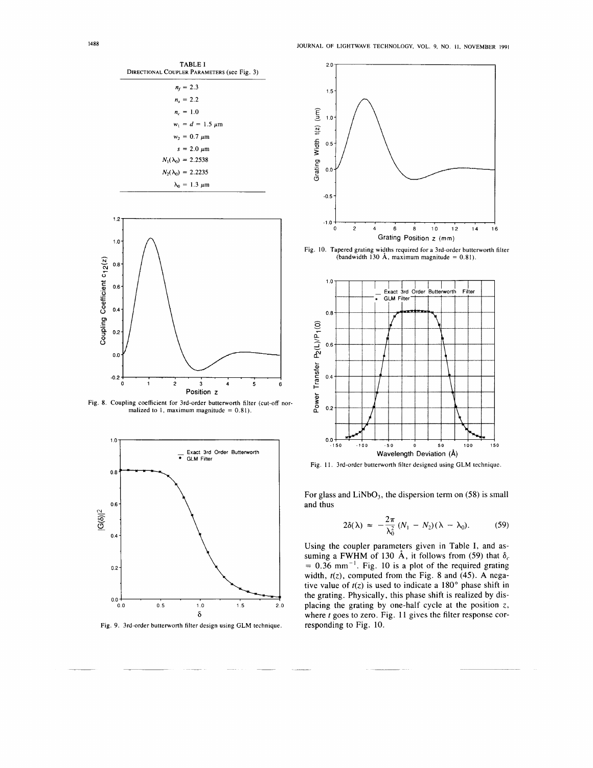TABLE I
DIRECTIONAL COUPLER PARAMETERS (see Fig. 3)

| Parameter |
|---|
| $n_f = 2.3$ |
| $n_s = 2.2$ |
| $n_c = 1.0$ |
| $w_1 = d = 1.5\ \mu m$ |
| $w_2 = 0.7\ \mu m$ |
| $s = 2.0\ \mu m$ |
| $N_1(\lambda_0) = 2.2538$ |
| $N_2(\lambda_0) = 2.2235$ |
| $\lambda_0 = 1.3\ \mu m$ |

Fig. 8. Coupling coefficient for 3rd-order butterworth filter (cut-off normalized to 1, maximum magnitude = 0.81).

Fig. 9. 3rd-order butterworth filter design using GLM technique.

Fig. 10. Tapered grating widths required for a 3rd-order butterworth filter (bandwidth 130 Å, maximum magnitude = 0.81).

Fig. 11. 3rd-order butterworth filter designed using GLM technique.

For glass and $LiNbO_3$, the dispersion term on (58) is small and thus

$$2\delta(\lambda) \approx -\frac{2\pi}{\lambda_0^2}(N_1 - N_2)(\lambda - \lambda_0). \tag{59}$$

Using the coupler parameters given in Table I, and assuming a FWHM of 130 Å, it follows from (59) that $\delta_c = 0.36\ \text{mm}^{-1}$. Fig. 10 is a plot of the required grating width, $t(z)$, computed from the Fig. 8 and (45). A negative value of $t(z)$ is used to indicate a 180° phase shift in the grating. Physically, this phase shift is realized by displacing the grating by one-half cycle at the position $z$, where $t$ goes to zero. Fig. 11 gives the filter response corresponding to Fig. 10.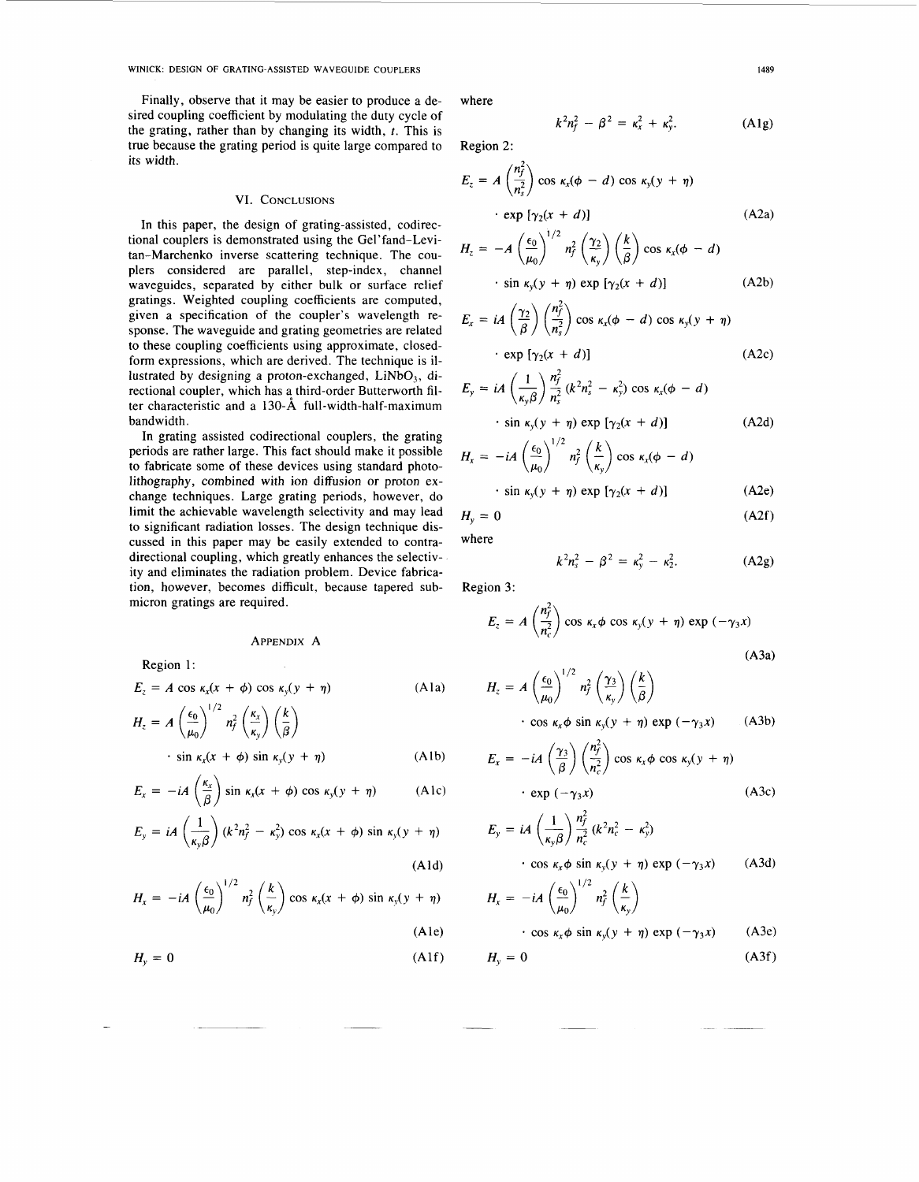Finally, observe that it may be easier to produce a desired coupling coefficient by modulating the duty cycle of the grating, rather than by changing its width, $t$. This is true because the grating period is quite large compared to its width.

## VI. Conclusions

In this paper, the design of grating-assisted, codirectional couplers is demonstrated using the Gel'fand–Levitan–Marchenko inverse scattering technique. The couplers considered are parallel, step-index, channel waveguides, separated by either bulk or surface relief gratings. Weighted coupling coefficients are computed, given a specification of the coupler's wavelength response. The waveguide and grating geometries are related to these coupling coefficients using approximate, closed-form expressions, which are derived. The technique is illustrated by designing a proton-exchanged, $LiNbO_3$, directional coupler, which has a third-order Butterworth filter characteristic and a 130-Å full-width-half-maximum bandwidth.

In grating assisted codirectional couplers, the grating periods are rather large. This fact should make it possible to fabricate some of these devices using standard photolithography, combined with ion diffusion or proton exchange techniques. Large grating periods, however, do limit the achievable wavelength selectivity and may lead to significant radiation losses. The design technique discussed in this paper may be easily extended to contradirectional coupling, which greatly enhances the selectivity and eliminates the radiation problem. Device fabrication, however, becomes difficult, because tapered submicron gratings are required.

## Appendix A

Region 1:

$$E_z = A \cos \kappa_x(x + \phi) \cos \kappa_y(y + \eta) \tag{A1a}$$

$$H_z = A \left(\frac{\epsilon_0}{\mu_0}\right)^{1/2} n_f^2 \left(\frac{\kappa_x}{\kappa_y}\right)\left(\frac{k}{\beta}\right) \cdot \sin \kappa_x(x + \phi) \sin \kappa_y(y + \eta) \tag{A1b}$$

$$E_x = -iA \left(\frac{\kappa_x}{\beta}\right) \sin \kappa_x(x + \phi) \cos \kappa_y(y + \eta) \tag{A1c}$$

$$E_y = iA \left(\frac{1}{\kappa_y \beta}\right)(k^2 n_f^2 - \kappa_y^2) \cos \kappa_x(x + \phi) \sin \kappa_y(y + \eta) \tag{A1d}$$

$$H_x = -iA \left(\frac{\epsilon_0}{\mu_0}\right)^{1/2} n_f^2 \left(\frac{k}{\kappa_y}\right) \cos \kappa_x(x + \phi) \sin \kappa_y(y + \eta) \tag{A1e}$$

$$H_y = 0 \tag{A1f}$$

where

$$k^2 n_f^2 - \beta^2 = \kappa_x^2 + \kappa_y^2. \tag{A1g}$$

Region 2:

$$E_z = A \left(\frac{n_f^2}{n_s^2}\right) \cos \kappa_x(\phi - d) \cos \kappa_y(y + \eta) \cdot \exp\,[\gamma_2(x + d)] \tag{A2a}$$

$$H_z = -A \left(\frac{\epsilon_0}{\mu_0}\right)^{1/2} n_f^2 \left(\frac{\gamma_2}{\kappa_y}\right)\left(\frac{k}{\beta}\right) \cos \kappa_x(\phi - d) \cdot \sin \kappa_y(y + \eta) \exp\,[\gamma_2(x + d)] \tag{A2b}$$

$$E_x = iA \left(\frac{\gamma_2}{\beta}\right)\left(\frac{n_f^2}{n_s^2}\right) \cos \kappa_x(\phi - d) \cos \kappa_y(y + \eta) \cdot \exp\,[\gamma_2(x + d)] \tag{A2c}$$

$$E_y = iA \left(\frac{1}{\kappa_y \beta}\right) \frac{n_f^2}{n_s^2} (k^2 n_s^2 - \kappa_y^2) \cos \kappa_x(\phi - d) \cdot \sin \kappa_y(y + \eta) \exp\,[\gamma_2(x + d)] \tag{A2d}$$

$$H_x = -iA \left(\frac{\epsilon_0}{\mu_0}\right)^{1/2} n_f^2 \left(\frac{k}{\kappa_y}\right) \cos \kappa_x(\phi - d) \cdot \sin \kappa_y(y + \eta) \exp\,[\gamma_2(x + d)] \tag{A2e}$$

$$H_y = 0 \tag{A2f}$$

where

$$k^2 n_s^2 - \beta^2 = \kappa_y^2 - \kappa_2^2. \tag{A2g}$$

Region 3:

$$E_z = A \left(\frac{n_f^2}{n_c^2}\right) \cos \kappa_x \phi \cos \kappa_y(y + \eta) \exp\,(-\gamma_3 x) \tag{A3a}$$

$$H_z = A \left(\frac{\epsilon_0}{\mu_0}\right)^{1/2} n_f^2 \left(\frac{\gamma_3}{\kappa_y}\right)\left(\frac{k}{\beta}\right) \cdot \cos \kappa_x \phi \sin \kappa_y(y + \eta) \exp\,(-\gamma_3 x) \tag{A3b}$$

$$E_x = -iA \left(\frac{\gamma_3}{\beta}\right)\left(\frac{n_f^2}{n_c^2}\right) \cos \kappa_x \phi \cos \kappa_y(y + \eta) \cdot \exp\,(-\gamma_3 x) \tag{A3c}$$

$$E_y = iA \left(\frac{1}{\kappa_y \beta}\right) \frac{n_f^2}{n_c^2} (k^2 n_c^2 - \kappa_y^2) \cdot \cos \kappa_x \phi \sin \kappa_y(y + \eta) \exp\,(-\gamma_3 x) \tag{A3d}$$

$$H_x = -iA \left(\frac{\epsilon_0}{\mu_0}\right)^{1/2} n_f^2 \left(\frac{k}{\kappa_y}\right) \cdot \cos \kappa_x \phi \sin \kappa_y(y + \eta) \exp\,(-\gamma_3 x) \tag{A3e}$$

$$H_y = 0 \tag{A3f}$$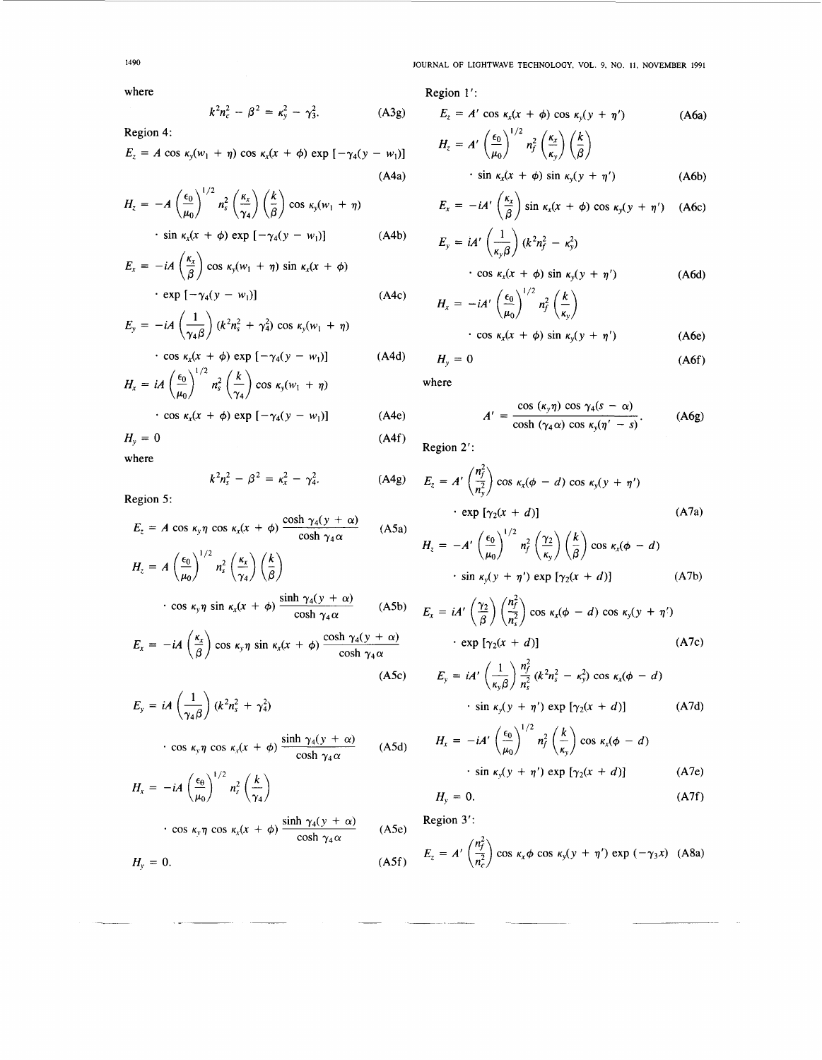where

$$k^2 n_c^2 - \beta^2 = \kappa_y^2 - \gamma_3^2. \tag{A3g}$$

Region 4:

$$E_z = A \cos \kappa_y(w_1 + \eta) \cos \kappa_x(x + \phi) \exp\left[-\gamma_4(y - w_1)\right] \tag{A4a}$$

$$H_z = -A \left(\frac{\epsilon_0}{\mu_0}\right)^{1/2} n_s^2 \left(\frac{\kappa_x}{\gamma_4}\right)\left(\frac{k}{\beta}\right) \cos \kappa_y(w_1 + \eta) \cdot \sin \kappa_x(x + \phi) \exp\left[-\gamma_4(y - w_1)\right] \tag{A4b}$$

$$E_x = -iA \left(\frac{\kappa_x}{\beta}\right) \cos \kappa_y(w_1 + \eta) \sin \kappa_x(x + \phi) \cdot \exp\left[-\gamma_4(y - w_1)\right] \tag{A4c}$$

$$E_y = -iA \left(\frac{1}{\gamma_4 \beta}\right)(k^2 n_s^2 + \gamma_4^2) \cos \kappa_y(w_1 + \eta) \cdot \cos \kappa_x(x + \phi) \exp\left[-\gamma_4(y - w_1)\right] \tag{A4d}$$

$$H_x = iA \left(\frac{\epsilon_0}{\mu_0}\right)^{1/2} n_s^2 \left(\frac{k}{\gamma_4}\right) \cos \kappa_y(w_1 + \eta) \cdot \cos \kappa_x(x + \phi) \exp\left[-\gamma_4(y - w_1)\right] \tag{A4e}$$

$$H_y = 0 \tag{A4f}$$

where

$$k^2 n_s^2 - \beta^2 = \kappa_x^2 - \gamma_4^2. \tag{A4g}$$

Region 5:

$$E_z = A \cos \kappa_y \eta \cos \kappa_x(x + \phi) \frac{\cosh \gamma_4(y + \alpha)}{\cosh \gamma_4 \alpha} \tag{A5a}$$

$$H_z = A \left(\frac{\epsilon_0}{\mu_0}\right)^{1/2} n_s^2 \left(\frac{\kappa_x}{\gamma_4}\right)\left(\frac{k}{\beta}\right) \cdot \cos \kappa_y \eta \sin \kappa_x(x + \phi) \frac{\sinh \gamma_4(y + \alpha)}{\cosh \gamma_4 \alpha} \tag{A5b}$$

$$E_x = -iA \left(\frac{\kappa_x}{\beta}\right) \cos \kappa_y \eta \sin \kappa_x(x + \phi) \frac{\cosh \gamma_4(y + \alpha)}{\cosh \gamma_4 \alpha} \tag{A5c}$$

$$E_y = iA \left(\frac{1}{\gamma_4 \beta}\right)(k^2 n_s^2 + \gamma_4^2) \cdot \cos \kappa_y \eta \cos \kappa_x(x + \phi) \frac{\sinh \gamma_4(y + \alpha)}{\cosh \gamma_4 \alpha} \tag{A5d}$$

$$H_x = -iA \left(\frac{\epsilon_0}{\mu_0}\right)^{1/2} n_s^2 \left(\frac{k}{\gamma_4}\right) \cdot \cos \kappa_y \eta \cos \kappa_x(x + \phi) \frac{\sinh \gamma_4(y + \alpha)}{\cosh \gamma_4 \alpha} \tag{A5e}$$

$$H_y = 0. \tag{A5f}$$

Region 1′:

$$E_z = A' \cos \kappa_x(x + \phi) \cos \kappa_y(y + \eta') \tag{A6a}$$

$$H_z = A' \left(\frac{\epsilon_0}{\mu_0}\right)^{1/2} n_f^2 \left(\frac{\kappa_x}{\kappa_y}\right)\left(\frac{k}{\beta}\right) \cdot \sin \kappa_x(x + \phi) \sin \kappa_y(y + \eta') \tag{A6b}$$

$$E_x = -iA' \left(\frac{\kappa_x}{\beta}\right) \sin \kappa_x(x + \phi) \cos \kappa_y(y + \eta') \tag{A6c}$$

$$E_y = iA' \left(\frac{1}{\kappa_y \beta}\right)(k^2 n_f^2 - \kappa_y^2) \cdot \cos \kappa_x(x + \phi) \sin \kappa_y(y + \eta') \tag{A6d}$$

$$H_x = -iA' \left(\frac{\epsilon_0}{\mu_0}\right)^{1/2} n_f^2 \left(\frac{k}{\kappa_y}\right) \cdot \cos \kappa_x(x + \phi) \sin \kappa_y(y + \eta') \tag{A6e}$$

$$H_y = 0 \tag{A6f}$$

where

$$A' = \frac{\cos(\kappa_y \eta) \cos \gamma_4(s - \alpha)}{\cosh(\gamma_4 \alpha) \cos \kappa_y(\eta' - s)}. \tag{A6g}$$

Region 2′:

$$E_z = A' \left(\frac{n_f^2}{n_y^2}\right) \cos \kappa_x(\phi - d) \cos \kappa_y(y + \eta') \cdot \exp\left[\gamma_2(x + d)\right] \tag{A7a}$$

$$H_z = -A' \left(\frac{\epsilon_0}{\mu_0}\right)^{1/2} n_f^2 \left(\frac{\gamma_2}{\kappa_y}\right)\left(\frac{k}{\beta}\right) \cos \kappa_x(\phi - d) \cdot \sin \kappa_y(y + \eta') \exp\left[\gamma_2(x + d)\right] \tag{A7b}$$

$$E_x = iA' \left(\frac{\gamma_2}{\beta}\right)\left(\frac{n_f^2}{n_s^2}\right) \cos \kappa_x(\phi - d) \cos \kappa_y(y + \eta') \cdot \exp\left[\gamma_2(x + d)\right] \tag{A7c}$$

$$E_y = iA' \left(\frac{1}{\kappa_y \beta}\right) \frac{n_f^2}{n_s^2}(k^2 n_s^2 - \kappa_y^2) \cos \kappa_x(\phi - d) \cdot \sin \kappa_y(y + \eta') \exp\left[\gamma_2(x + d)\right] \tag{A7d}$$

$$H_x = -iA' \left(\frac{\epsilon_0}{\mu_0}\right)^{1/2} n_f^2 \left(\frac{k}{\kappa_y}\right) \cos \kappa_x(\phi - d) \cdot \sin \kappa_y(y + \eta') \exp\left[\gamma_2(x + d)\right] \tag{A7e}$$

$$H_y = 0. \tag{A7f}$$

Region 3′:

$$E_z = A' \left(\frac{n_f^2}{n_c^2}\right) \cos \kappa_x \phi \cos \kappa_y(y + \eta') \exp(-\gamma_3 x) \tag{A8a}$$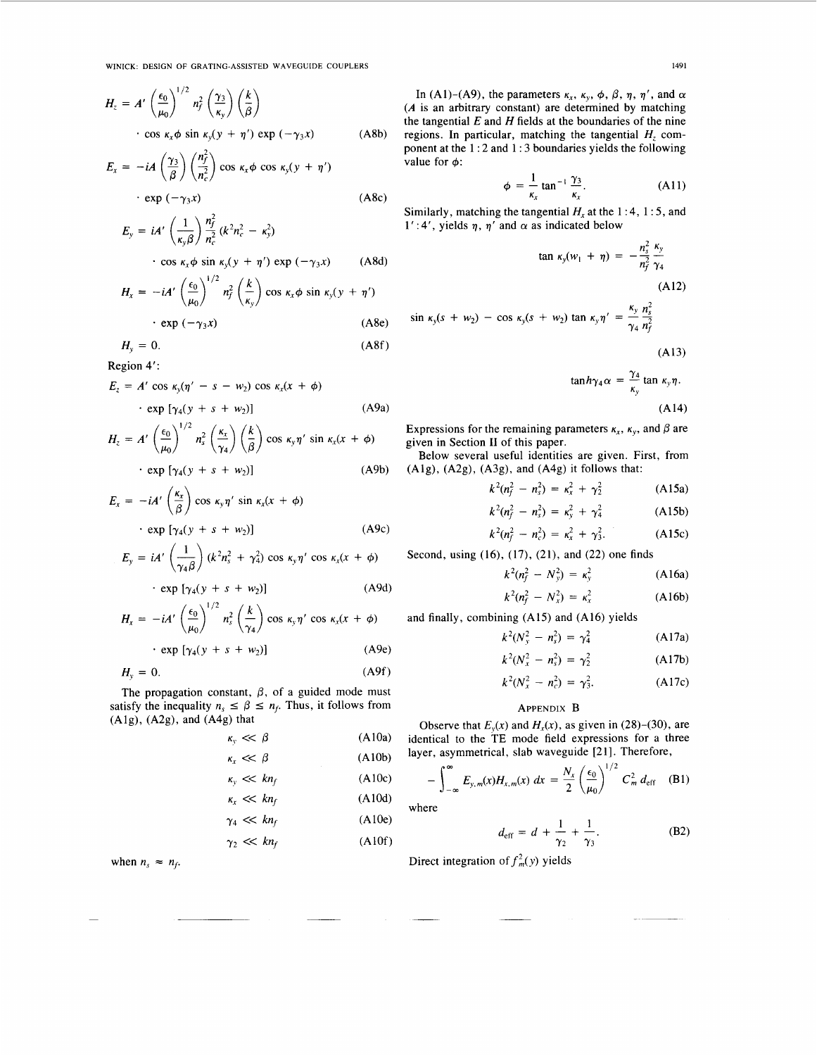$$H_z = A' \left(\frac{\epsilon_0}{\mu_0}\right)^{1/2} n_f^2 \left(\frac{\gamma_3}{\kappa_y}\right)\left(\frac{k}{\beta}\right)$$

$$\cdot \cos \kappa_x \phi \sin \kappa_y(y + \eta') \exp(-\gamma_3 x) \tag{A8b}$$

$$E_x = -iA \left(\frac{\gamma_3}{\beta}\right)\left(\frac{n_f^2}{n_c^2}\right) \cos \kappa_x \phi \cos \kappa_y(y + \eta')$$

$$\cdot \exp(-\gamma_3 x) \tag{A8c}$$

$$E_y = iA' \left(\frac{1}{\kappa_y \beta}\right) \frac{n_f^2}{n_c^2} (k^2 n_c^2 - \kappa_y^2)$$

$$\cdot \cos \kappa_x \phi \sin \kappa_y(y + \eta') \exp(-\gamma_3 x) \tag{A8d}$$

$$H_x = -iA' \left(\frac{\epsilon_0}{\mu_0}\right)^{1/2} n_f^2 \left(\frac{k}{\kappa_y}\right) \cos \kappa_x \phi \sin \kappa_y(y + \eta')$$

$$\cdot \exp(-\gamma_3 x) \tag{A8e}$$

$$H_y = 0. \tag{A8f}$$

Region 4':

$$E_z = A' \cos \kappa_y(\eta' - s - w_2) \cos \kappa_x(x + \phi)$$

$$\cdot \exp[\gamma_4(y + s + w_2)] \tag{A9a}$$

$$H_z = A' \left(\frac{\epsilon_0}{\mu_0}\right)^{1/2} n_s^2 \left(\frac{\kappa_x}{\gamma_4}\right)\left(\frac{k}{\beta}\right) \cos \kappa_y \eta' \sin \kappa_x(x + \phi)$$

$$\cdot \exp[\gamma_4(y + s + w_2)] \tag{A9b}$$

$$E_x = -iA' \left(\frac{\kappa_x}{\beta}\right) \cos \kappa_y \eta' \sin \kappa_x(x + \phi)$$

$$\cdot \exp[\gamma_4(y + s + w_2)] \tag{A9c}$$

$$E_y = iA' \left(\frac{1}{\gamma_4 \beta}\right)(k^2 n_s^2 + \gamma_4^2) \cos \kappa_y \eta' \cos \kappa_x(x + \phi)$$

$$\cdot \exp[\gamma_4(y + s + w_2)] \tag{A9d}$$

$$H_x = -iA' \left(\frac{\epsilon_0}{\mu_0}\right)^{1/2} n_s^2 \left(\frac{k}{\gamma_4}\right) \cos \kappa_y \eta' \cos \kappa_x(x + \phi)$$

$$\cdot \exp[\gamma_4(y + s + w_2)] \tag{A9e}$$

$$H_y = 0. \tag{A9f}$$

The propagation constant, $\beta$, of a guided mode must satisfy the inequality $n_s \leq \beta \leq n_f$. Thus, it follows from (A1g), (A2g), and (A4g) that

$$\kappa_y \ll \beta \tag{A10a}$$

$$\kappa_x \ll \beta \tag{A10b}$$

$$\kappa_y \ll kn_f \tag{A10c}$$

$$\kappa_x \ll kn_f \tag{A10d}$$

$$\gamma_4 \ll kn_f \tag{A10e}$$

$$\gamma_2 \ll kn_f \tag{A10f}$$

when $n_s \approx n_f$.

In (A1)–(A9), the parameters $\kappa_x$, $\kappa_y$, $\phi$, $\beta$, $\eta$, $\eta'$, and $\alpha$ ($A$ is an arbitrary constant) are determined by matching the tangential $E$ and $H$ fields at the boundaries of the nine regions. In particular, matching the tangential $H_z$ component at the 1 : 2 and 1 : 3 boundaries yields the following value for $\phi$:

$$\phi = \frac{1}{\kappa_x} \tan^{-1} \frac{\gamma_3}{\kappa_x}. \tag{A11}$$

Similarly, matching the tangential $H_x$ at the 1 : 4, 1 : 5, and 1' : 4', yields $\eta$, $\eta'$ and $\alpha$ as indicated below

$$\tan \kappa_y(w_1 + \eta) = -\frac{n_s^2}{n_f^2} \frac{\kappa_y}{\gamma_4} \tag{A12}$$

$$\sin \kappa_y(s + w_2) - \cos \kappa_y(s + w_2) \tan \kappa_y \eta' = \frac{\kappa_y}{\gamma_4} \frac{n_s^2}{n_f^2} \tag{A13}$$

$$\tanh \gamma_4 \alpha = \frac{\gamma_4}{\kappa_y} \tan \kappa_y \eta. \tag{A14}$$

Expressions for the remaining parameters $\kappa_x$, $\kappa_y$, and $\beta$ are given in Section II of this paper.

Below several useful identities are given. First, from (A1g), (A2g), (A3g), and (A4g) it follows that:

$$k^2(n_f^2 - n_s^2) = \kappa_x^2 + \gamma_2^2 \tag{A15a}$$

$$k^2(n_f^2 - n_s^2) = \kappa_y^2 + \gamma_4^2 \tag{A15b}$$

$$k^2(n_f^2 - n_c^2) = \kappa_x^2 + \gamma_3^2. \tag{A15c}$$

Second, using (16), (17), (21), and (22) one finds

$$k^2(n_f^2 - N_y^2) = \kappa_y^2 \tag{A16a}$$

$$k^2(n_f^2 - N_x^2) = \kappa_x^2 \tag{A16b}$$

and finally, combining (A15) and (A16) yields

$$k^2(N_y^2 - n_s^2) = \gamma_4^2 \tag{A17a}$$

$$k^2(N_x^2 - n_s^2) = \gamma_2^2 \tag{A17b}$$

$$k^2(N_x^2 - n_c^2) = \gamma_3^2. \tag{A17c}$$

## Appendix B

Observe that $E_y(x)$ and $H_x(x)$, as given in (28)–(30), are identical to the TE mode field expressions for a three layer, asymmetrical, slab waveguide [21]. Therefore,

$$-\int_{-\infty}^{\infty} E_{y,m}(x) H_{x,m}(x)\, dx = \frac{N_x}{2}\left(\frac{\epsilon_0}{\mu_0}\right)^{1/2} C_m^2\, d_{\text{eff}} \tag{B1}$$

where

$$d_{\text{eff}} = d + \frac{1}{\gamma_2} + \frac{1}{\gamma_3}. \tag{B2}$$

Direct integration of $f_m^2(y)$ yields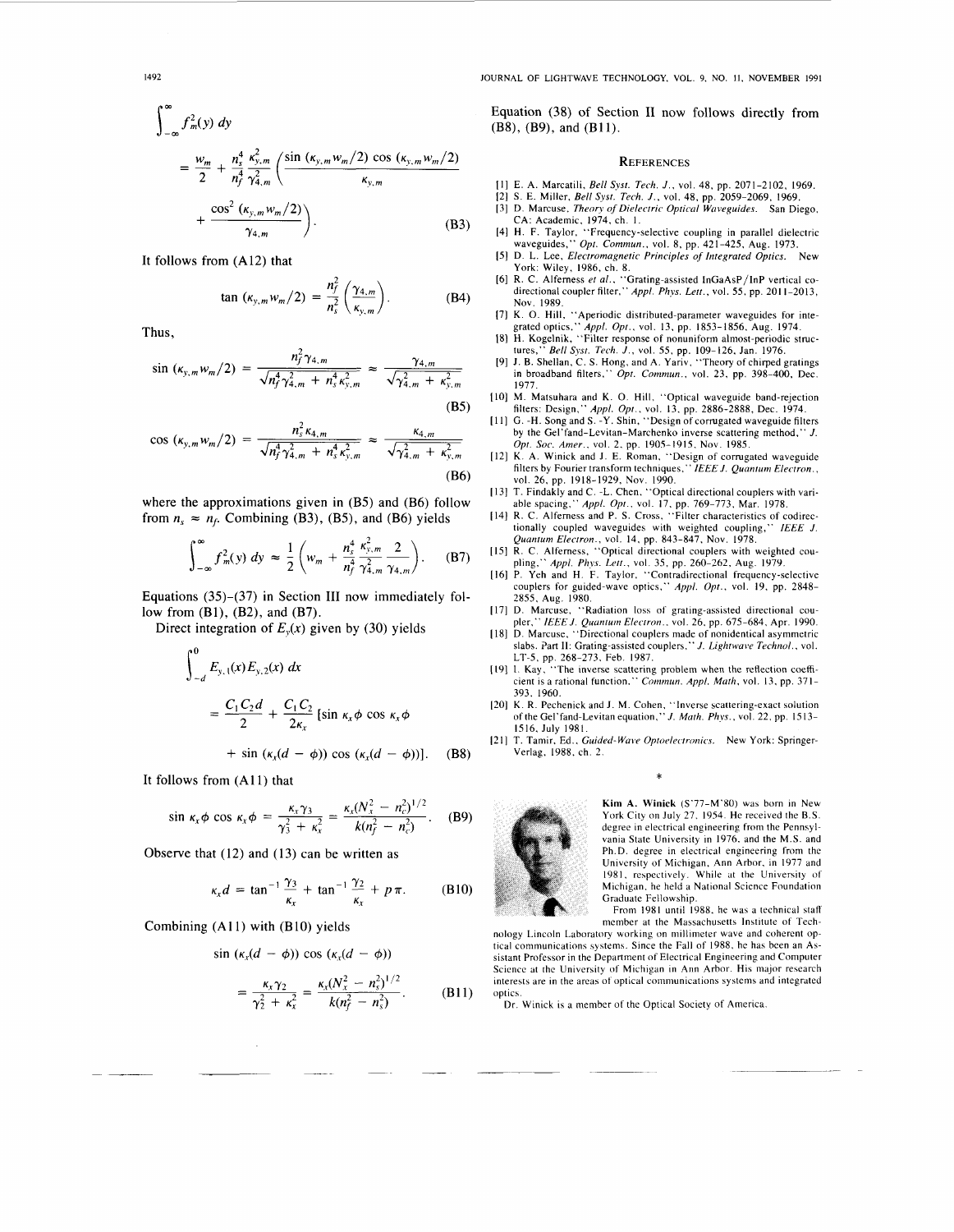$$\int_{-\infty}^{\infty} f_m^2(y)\, dy$$

$$= \frac{w_m}{2} + \frac{n_s^4}{n_f^4} \frac{\kappa_{y,m}^2}{\gamma_{4,m}^2} \left( \frac{\sin(\kappa_{y,m} w_m/2) \cos(\kappa_{y,m} w_m/2)}{\kappa_{y,m}} + \frac{\cos^2(\kappa_{y,m} w_m/2)}{\gamma_{4,m}} \right). \quad \text{(B3)}$$

It follows from (A12) that

$$\tan(\kappa_{y,m} w_m/2) = \frac{n_f^2}{n_s^2} \left( \frac{\gamma_{4,m}}{\kappa_{y,m}} \right). \quad \text{(B4)}$$

Thus,

$$\sin(\kappa_{y,m} w_m/2) = \frac{n_f^2 \gamma_{4,m}}{\sqrt{n_f^4 \gamma_{4,m}^2 + n_s^4 \kappa_{y,m}^2}} \approx \frac{\gamma_{4,m}}{\sqrt{\gamma_{4,m}^2 + \kappa_{y,m}^2}} \quad \text{(B5)}$$

$$\cos(\kappa_{y,m} w_m/2) = \frac{n_s^2 \kappa_{4,m}}{\sqrt{n_f^4 \gamma_{4,m}^2 + n_s^4 \kappa_{y,m}^2}} \approx \frac{\kappa_{4,m}}{\sqrt{\gamma_{4,m}^2 + \kappa_{y,m}^2}} \quad \text{(B6)}$$

where the approximations given in (B5) and (B6) follow from $n_s \approx n_f$. Combining (B3), (B5), and (B6) yields

$$\int_{-\infty}^{\infty} f_m^2(y)\, dy \approx \frac{1}{2} \left( w_m + \frac{n_s^4}{n_f^4} \frac{\kappa_{y,m}^2}{\gamma_{4,m}^2} \frac{2}{\gamma_{4,m}} \right). \quad \text{(B7)}$$

Equations (35)–(37) in Section III now immediately follow from (B1), (B2), and (B7).

Direct integration of $E_y(x)$ given by (30) yields

$$\int_{-d}^{0} E_{y,1}(x) E_{y,2}(x)\, dx$$

$$= \frac{C_1 C_2 d}{2} + \frac{C_1 C_2}{2\kappa_x} [\sin \kappa_x \phi \cos \kappa_x \phi + \sin(\kappa_x(d - \phi)) \cos(\kappa_x(d - \phi))]. \quad \text{(B8)}$$

It follows from (A11) that

$$\sin \kappa_x \phi \cos \kappa_x \phi = \frac{\kappa_x \gamma_3}{\gamma_3^2 + \kappa_x^2} = \frac{\kappa_x (N_x^2 - n_c^2)^{1/2}}{k(n_f^2 - n_c^2)}. \quad \text{(B9)}$$

Observe that (12) and (13) can be written as

$$\kappa_x d = \tan^{-1} \frac{\gamma_3}{\kappa_x} + \tan^{-1} \frac{\gamma_2}{\kappa_x} + p\pi. \quad \text{(B10)}$$

Combining (A11) with (B10) yields

$$\sin(\kappa_x(d - \phi)) \cos(\kappa_x(d - \phi))$$

$$= \frac{\kappa_x \gamma_2}{\gamma_2^2 + \kappa_x^2} = \frac{\kappa_x (N_x^2 - n_s^2)^{1/2}}{k(n_f^2 - n_s^2)}. \quad \text{(B11)}$$

Equation (38) of Section II now follows directly from (B8), (B9), and (B11).

## References

[1] E. A. Marcatili, *Bell Syst. Tech. J.*, vol. 48, pp. 2071–2102, 1969.

[2] S. E. Miller, *Bell Syst. Tech. J.*, vol. 48, pp. 2059–2069, 1969.

[3] D. Marcuse, *Theory of Dielectric Optical Waveguides*. San Diego, CA: Academic, 1974, ch. 1.

[4] H. F. Taylor, "Frequency-selective coupling in parallel dielectric waveguides," *Opt. Commun.*, vol. 8, pp. 421–425, Aug. 1973.

[5] D. L. Lee, *Electromagnetic Principles of Integrated Optics*. New York: Wiley, 1986, ch. 8.

[6] R. C. Alferness *et al.*, "Grating-assisted InGaAsP/InP vertical codirectional coupler filter," *Appl. Phys. Lett.*, vol. 55, pp. 2011–2013, Nov. 1989.

[7] K. O. Hill, "Aperiodic distributed-parameter waveguides for integrated optics," *Appl. Opt.*, vol. 13, pp. 1853–1856, Aug. 1974.

[8] H. Kogelnik, "Filter response of nonuniform almost-periodic structures," *Bell Syst. Tech. J.*, vol. 55, pp. 109–126, Jan. 1976.

[9] J. B. Shellan, C. S. Hong, and A. Yariv, "Theory of chirped gratings in broadband filters," *Opt. Commun.*, vol. 23, pp. 398–400, Dec. 1977.

[10] M. Matsuhara and K. O. Hill, "Optical waveguide band-rejection filters: Design," *Appl. Opt.*, vol. 13, pp. 2886–2888, Dec. 1974.

[11] G. -H. Song and S. -Y. Shin, "Design of corrugated waveguide filters by the Gel'fand–Levitan–Marchenko inverse scattering method," *J. Opt. Soc. Amer.*, vol. 2, pp. 1905–1915, Nov. 1985.

[12] K. A. Winick and J. E. Roman, "Design of corrugated waveguide filters by Fourier transform techniques," *IEEE J. Quantum Electron.*, vol. 26, pp. 1918–1929, Nov. 1990.

[13] T. Findakly and C. -L. Chen, "Optical directional couplers with variable spacing," *Appl. Opt.*, vol. 17, pp. 769–773, Mar. 1978.

[14] R. C. Alferness and P. S. Cross, "Filter characteristics of codirectionally coupled waveguides with weighted coupling," *IEEE J. Quantum Electron.*, vol. 14, pp. 843–847, Nov. 1978.

[15] R. C. Alferness, "Optical directional couplers with weighted coupling," *Appl. Phys. Lett.*, vol. 35, pp. 260–262, Aug. 1979.

[16] P. Yeh and H. F. Taylor, "Contradirectional frequency-selective couplers for guided-wave optics," *Appl. Opt.*, vol. 19, pp. 2848–2855, Aug. 1980.

[17] D. Marcuse, "Radiation loss of grating-assisted directional coupler," *IEEE J. Quantum Electron.*, vol. 26, pp. 675–684, Apr. 1990.

[18] D. Marcuse, "Directional couplers made of nonidentical asymmetric slabs. Part II: Grating-assisted couplers," *J. Lightwave Technol.*, vol. LT-5, pp. 268–273, Feb. 1987.

[19] I. Kay, "The inverse scattering problem when the reflection coefficient is a rational function," *Commun. Appl. Math*, vol. 13, pp. 371–393, 1960.

[20] K. R. Pechenick and J. M. Cohen, "Inverse scattering-exact solution of the Gel'fand-Levitan equation," *J. Math. Phys.*, vol. 22, pp. 1513–1516, July 1981.

[21] T. Tamir, Ed., *Guided-Wave Optoelectronics*. New York: Springer-Verlag, 1988, ch. 2.

\*

**Kim A. Winick** (S'77–M'80) was born in New York City on July 27, 1954. He received the B.S. degree in electrical engineering from the Pennsylvania State University in 1976, and the M.S. and Ph.D. degree in electrical engineering from the University of Michigan, Ann Arbor, in 1977 and 1981, respectively. While at the University of Michigan, he held a National Science Foundation Graduate Fellowship.

From 1981 until 1988, he was a technical staff member at the Massachusetts Institute of Technology Lincoln Laboratory working on millimeter wave and coherent optical communications systems. Since the Fall of 1988, he has been an Assistant Professor in the Department of Electrical Engineering and Computer Science at the University of Michigan in Ann Arbor. His major research interests are in the areas of optical communications systems and integrated optics.

Dr. Winick is a member of the Optical Society of America.